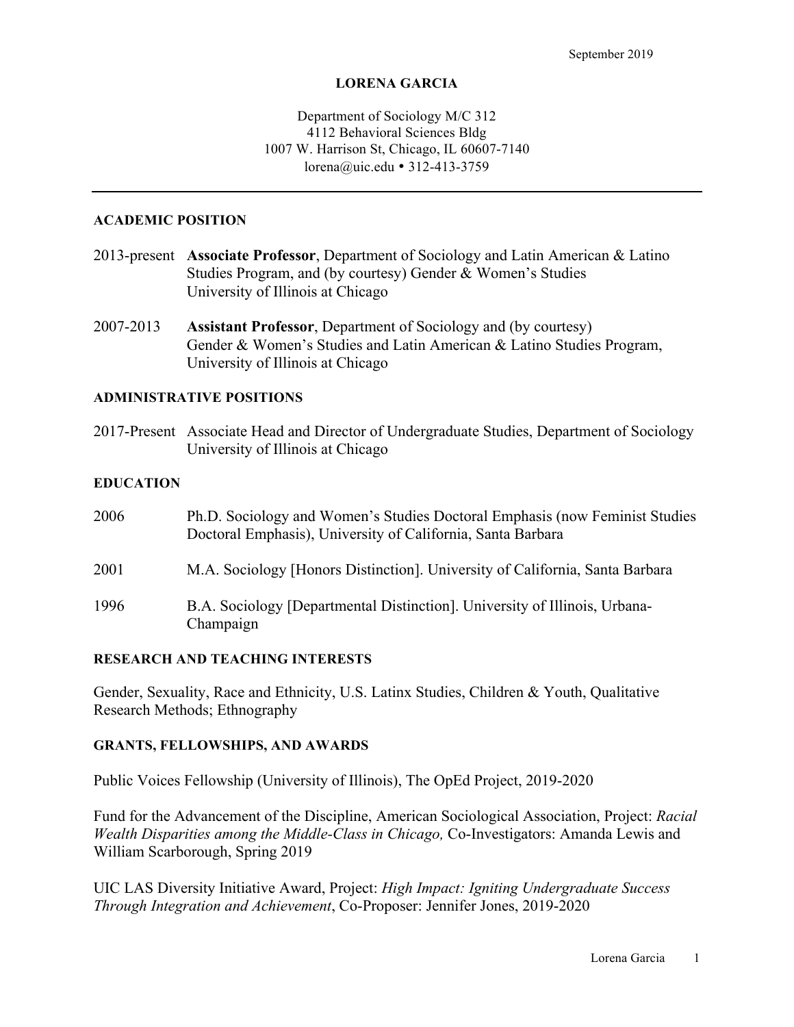September 2019

# LORENA GARCIA

Department of Sociology M/C 312
4112 Behavioral Sciences Bldg
1007 W. Harrison St, Chicago, IL 60607-7140
lorena@uic.edu • 312-413-3759

---

## ACADEMIC POSITION

2013-present **Associate Professor**, Department of Sociology and Latin American & Latino Studies Program, and (by courtesy) Gender & Women's Studies
University of Illinois at Chicago

2007-2013 **Assistant Professor**, Department of Sociology and (by courtesy) Gender & Women's Studies and Latin American & Latino Studies Program, University of Illinois at Chicago

## ADMINISTRATIVE POSITIONS

2017-Present Associate Head and Director of Undergraduate Studies, Department of Sociology
University of Illinois at Chicago

## EDUCATION

2006 Ph.D. Sociology and Women's Studies Doctoral Emphasis (now Feminist Studies Doctoral Emphasis), University of California, Santa Barbara

2001 M.A. Sociology [Honors Distinction]. University of California, Santa Barbara

1996 B.A. Sociology [Departmental Distinction]. University of Illinois, Urbana-Champaign

## RESEARCH AND TEACHING INTERESTS

Gender, Sexuality, Race and Ethnicity, U.S. Latinx Studies, Children & Youth, Qualitative Research Methods; Ethnography

## GRANTS, FELLOWSHIPS, AND AWARDS

Public Voices Fellowship (University of Illinois), The OpEd Project, 2019-2020

Fund for the Advancement of the Discipline, American Sociological Association, Project: *Racial Wealth Disparities among the Middle-Class in Chicago,* Co-Investigators: Amanda Lewis and William Scarborough, Spring 2019

UIC LAS Diversity Initiative Award, Project: *High Impact: Igniting Undergraduate Success Through Integration and Achievement*, Co-Proposer: Jennifer Jones, 2019-2020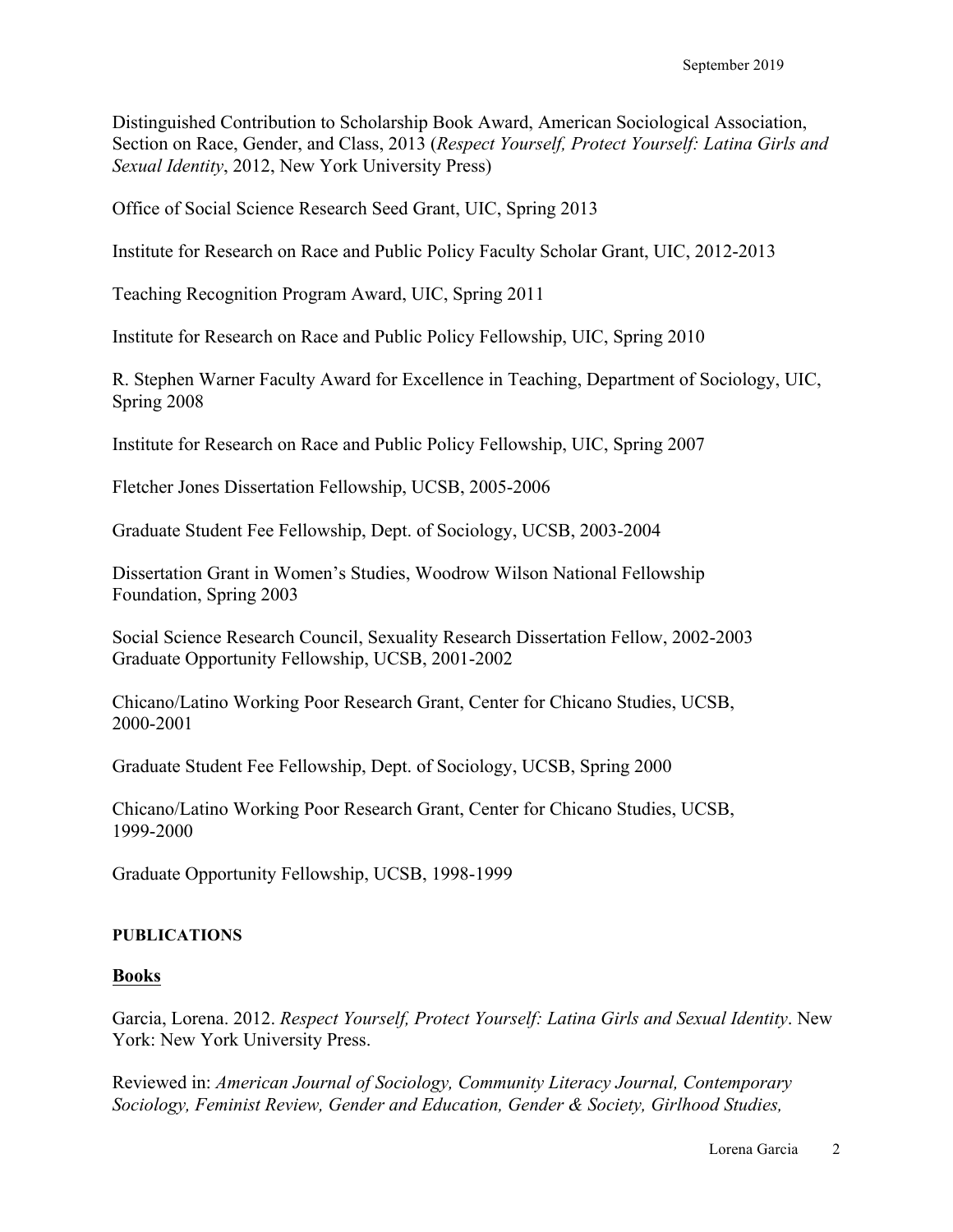Distinguished Contribution to Scholarship Book Award, American Sociological Association, Section on Race, Gender, and Class, 2013 (*Respect Yourself, Protect Yourself: Latina Girls and Sexual Identity*, 2012, New York University Press)

Office of Social Science Research Seed Grant, UIC, Spring 2013

Institute for Research on Race and Public Policy Faculty Scholar Grant, UIC, 2012-2013

Teaching Recognition Program Award, UIC, Spring 2011

Institute for Research on Race and Public Policy Fellowship, UIC, Spring 2010

R. Stephen Warner Faculty Award for Excellence in Teaching, Department of Sociology, UIC, Spring 2008

Institute for Research on Race and Public Policy Fellowship, UIC, Spring 2007

Fletcher Jones Dissertation Fellowship, UCSB, 2005-2006

Graduate Student Fee Fellowship, Dept. of Sociology, UCSB, 2003-2004

Dissertation Grant in Women's Studies, Woodrow Wilson National Fellowship Foundation, Spring 2003

Social Science Research Council, Sexuality Research Dissertation Fellow, 2002-2003
Graduate Opportunity Fellowship, UCSB, 2001-2002

Chicano/Latino Working Poor Research Grant, Center for Chicano Studies, UCSB, 2000-2001

Graduate Student Fee Fellowship, Dept. of Sociology, UCSB, Spring 2000

Chicano/Latino Working Poor Research Grant, Center for Chicano Studies, UCSB, 1999-2000

Graduate Opportunity Fellowship, UCSB, 1998-1999

**PUBLICATIONS**

## Books

Garcia, Lorena. 2012. *Respect Yourself, Protect Yourself: Latina Girls and Sexual Identity*. New York: New York University Press.

Reviewed in: *American Journal of Sociology, Community Literacy Journal, Contemporary Sociology, Feminist Review, Gender and Education, Gender & Society, Girlhood Studies,*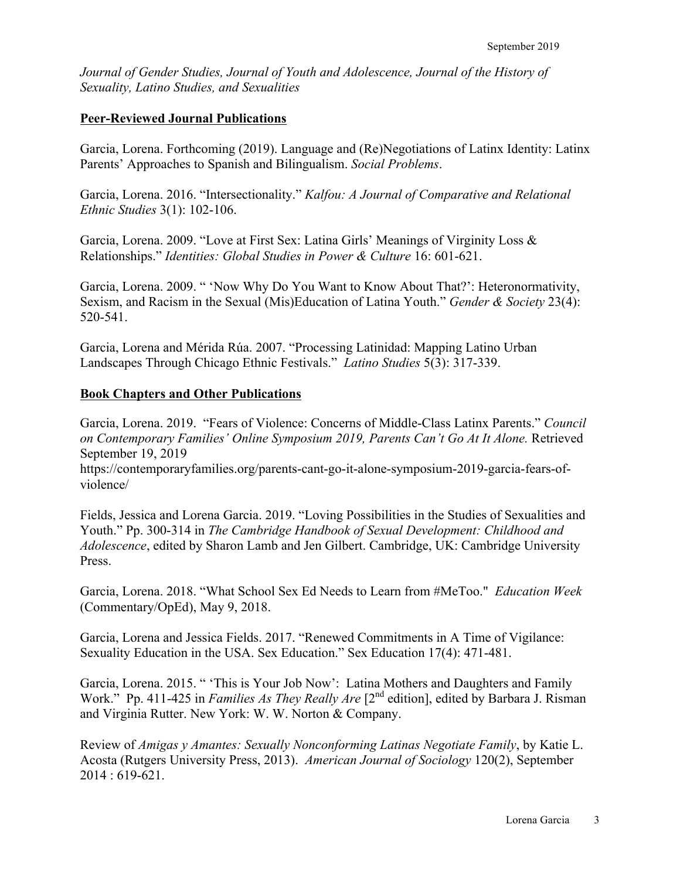*Journal of Gender Studies, Journal of Youth and Adolescence, Journal of the History of Sexuality, Latino Studies, and Sexualities*

## Peer-Reviewed Journal Publications

Garcia, Lorena. Forthcoming (2019). Language and (Re)Negotiations of Latinx Identity: Latinx Parents' Approaches to Spanish and Bilingualism. *Social Problems*.

Garcia, Lorena. 2016. "Intersectionality." *Kalfou: A Journal of Comparative and Relational Ethnic Studies* 3(1): 102-106.

Garcia, Lorena. 2009. "Love at First Sex: Latina Girls' Meanings of Virginity Loss & Relationships." *Identities: Global Studies in Power & Culture* 16: 601-621.

Garcia, Lorena. 2009. " 'Now Why Do You Want to Know About That?': Heteronormativity, Sexism, and Racism in the Sexual (Mis)Education of Latina Youth." *Gender & Society* 23(4): 520-541.

Garcia, Lorena and Mérida Rúa. 2007. "Processing Latinidad: Mapping Latino Urban Landscapes Through Chicago Ethnic Festivals." *Latino Studies* 5(3): 317-339.

## Book Chapters and Other Publications

Garcia, Lorena. 2019. "Fears of Violence: Concerns of Middle-Class Latinx Parents." *Council on Contemporary Families' Online Symposium 2019, Parents Can't Go At It Alone.* Retrieved September 19, 2019
https://contemporaryfamilies.org/parents-cant-go-it-alone-symposium-2019-garcia-fears-of-violence/

Fields, Jessica and Lorena Garcia. 2019. "Loving Possibilities in the Studies of Sexualities and Youth." Pp. 300-314 in *The Cambridge Handbook of Sexual Development: Childhood and Adolescence*, edited by Sharon Lamb and Jen Gilbert. Cambridge, UK: Cambridge University Press.

Garcia, Lorena. 2018. "What School Sex Ed Needs to Learn from #MeToo." *Education Week* (Commentary/OpEd), May 9, 2018.

Garcia, Lorena and Jessica Fields. 2017. "Renewed Commitments in A Time of Vigilance: Sexuality Education in the USA. Sex Education." Sex Education 17(4): 471-481.

Garcia, Lorena. 2015. " 'This is Your Job Now': Latina Mothers and Daughters and Family Work." Pp. 411-425 in *Families As They Really Are* [2nd edition], edited by Barbara J. Risman and Virginia Rutter. New York: W. W. Norton & Company.

Review of *Amigas y Amantes: Sexually Nonconforming Latinas Negotiate Family*, by Katie L. Acosta (Rutgers University Press, 2013). *American Journal of Sociology* 120(2), September 2014 : 619-621.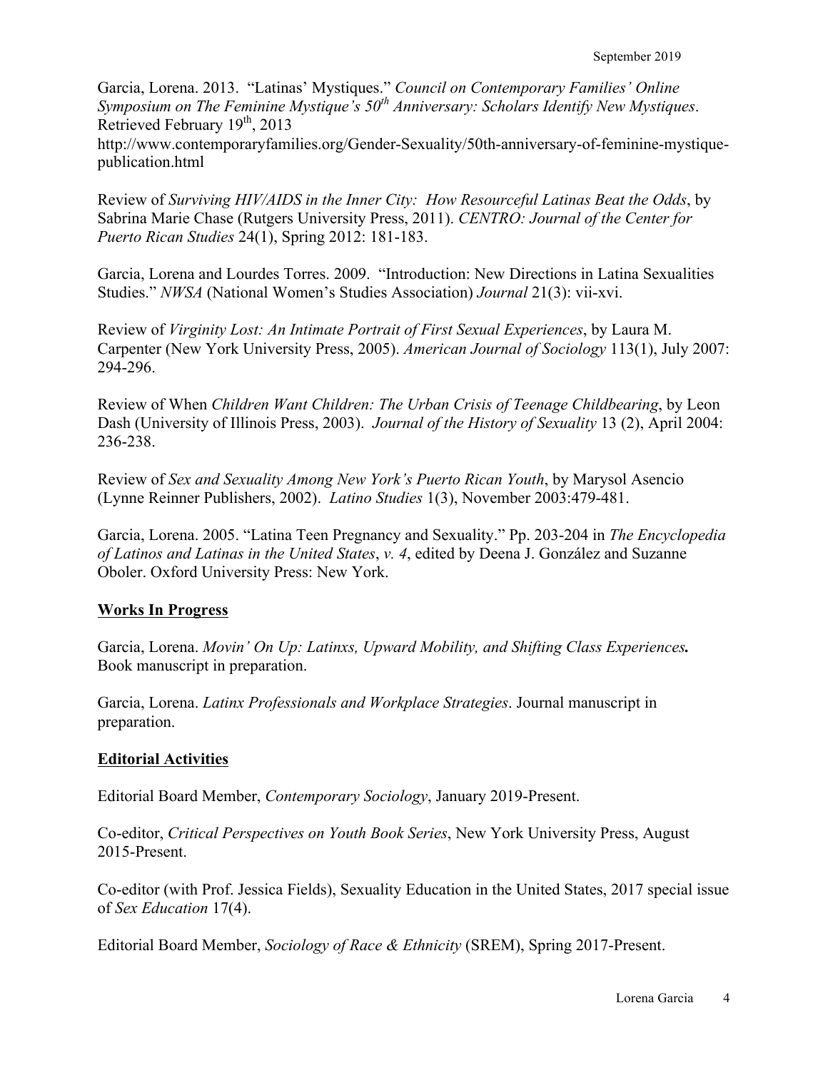Garcia, Lorena. 2013. "Latinas' Mystiques." *Council on Contemporary Families' Online Symposium on The Feminine Mystique's 50th Anniversary: Scholars Identify New Mystiques*. Retrieved February 19th, 2013 http://www.contemporaryfamilies.org/Gender-Sexuality/50th-anniversary-of-feminine-mystique-publication.html

Review of *Surviving HIV/AIDS in the Inner City: How Resourceful Latinas Beat the Odds*, by Sabrina Marie Chase (Rutgers University Press, 2011). *CENTRO: Journal of the Center for Puerto Rican Studies* 24(1), Spring 2012: 181-183.

Garcia, Lorena and Lourdes Torres. 2009. "Introduction: New Directions in Latina Sexualities Studies." *NWSA* (National Women's Studies Association) *Journal* 21(3): vii-xvi.

Review of *Virginity Lost: An Intimate Portrait of First Sexual Experiences*, by Laura M. Carpenter (New York University Press, 2005). *American Journal of Sociology* 113(1), July 2007: 294-296.

Review of When *Children Want Children: The Urban Crisis of Teenage Childbearing*, by Leon Dash (University of Illinois Press, 2003). *Journal of the History of Sexuality* 13 (2), April 2004: 236-238.

Review of *Sex and Sexuality Among New York's Puerto Rican Youth*, by Marysol Asencio (Lynne Reinner Publishers, 2002). *Latino Studies* 1(3), November 2003:479-481.

Garcia, Lorena. 2005. "Latina Teen Pregnancy and Sexuality." Pp. 203-204 in *The Encyclopedia of Latinos and Latinas in the United States*, *v. 4*, edited by Deena J. González and Suzanne Oboler. Oxford University Press: New York.

## Works In Progress

Garcia, Lorena. *Movin' On Up: Latinxs, Upward Mobility, and Shifting Class Experiences.* Book manuscript in preparation.

Garcia, Lorena. *Latinx Professionals and Workplace Strategies*. Journal manuscript in preparation.

## Editorial Activities

Editorial Board Member, *Contemporary Sociology*, January 2019-Present.

Co-editor, *Critical Perspectives on Youth Book Series*, New York University Press, August 2015-Present.

Co-editor (with Prof. Jessica Fields), Sexuality Education in the United States, 2017 special issue of *Sex Education* 17(4).

Editorial Board Member, *Sociology of Race & Ethnicity* (SREM), Spring 2017-Present.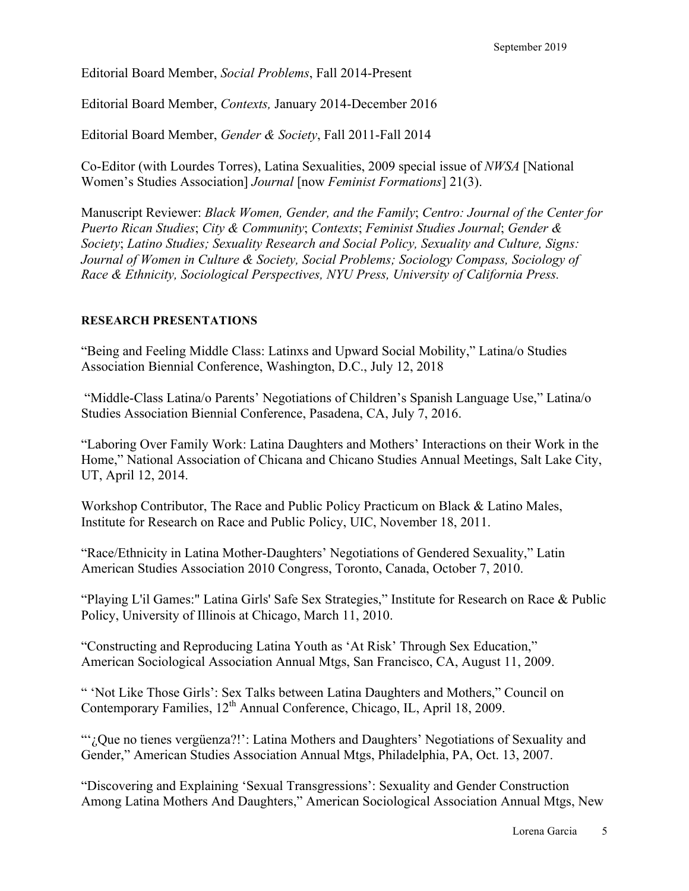Editorial Board Member, *Social Problems*, Fall 2014-Present

Editorial Board Member, *Contexts,* January 2014-December 2016

Editorial Board Member, *Gender & Society*, Fall 2011-Fall 2014

Co-Editor (with Lourdes Torres), Latina Sexualities, 2009 special issue of *NWSA* [National Women's Studies Association] *Journal* [now *Feminist Formations*] 21(3).

Manuscript Reviewer: *Black Women, Gender, and the Family*; *Centro: Journal of the Center for Puerto Rican Studies*; *City & Community*; *Contexts*; *Feminist Studies Journal*; *Gender & Society*; *Latino Studies; Sexuality Research and Social Policy, Sexuality and Culture, Signs: Journal of Women in Culture & Society, Social Problems; Sociology Compass, Sociology of Race & Ethnicity, Sociological Perspectives, NYU Press, University of California Press.*

**RESEARCH PRESENTATIONS**

"Being and Feeling Middle Class: Latinxs and Upward Social Mobility," Latina/o Studies Association Biennial Conference, Washington, D.C., July 12, 2018

"Middle-Class Latina/o Parents' Negotiations of Children's Spanish Language Use," Latina/o Studies Association Biennial Conference, Pasadena, CA, July 7, 2016.

"Laboring Over Family Work: Latina Daughters and Mothers' Interactions on their Work in the Home," National Association of Chicana and Chicano Studies Annual Meetings, Salt Lake City, UT, April 12, 2014.

Workshop Contributor, The Race and Public Policy Practicum on Black & Latino Males, Institute for Research on Race and Public Policy, UIC, November 18, 2011.

"Race/Ethnicity in Latina Mother-Daughters' Negotiations of Gendered Sexuality," Latin American Studies Association 2010 Congress, Toronto, Canada, October 7, 2010.

"Playing L'il Games:" Latina Girls' Safe Sex Strategies," Institute for Research on Race & Public Policy, University of Illinois at Chicago, March 11, 2010.

"Constructing and Reproducing Latina Youth as 'At Risk' Through Sex Education," American Sociological Association Annual Mtgs, San Francisco, CA, August 11, 2009.

" 'Not Like Those Girls': Sex Talks between Latina Daughters and Mothers," Council on Contemporary Families, 12th Annual Conference, Chicago, IL, April 18, 2009.

"'¿Que no tienes vergüenza?!': Latina Mothers and Daughters' Negotiations of Sexuality and Gender," American Studies Association Annual Mtgs, Philadelphia, PA, Oct. 13, 2007.

"Discovering and Explaining 'Sexual Transgressions': Sexuality and Gender Construction Among Latina Mothers And Daughters," American Sociological Association Annual Mtgs, New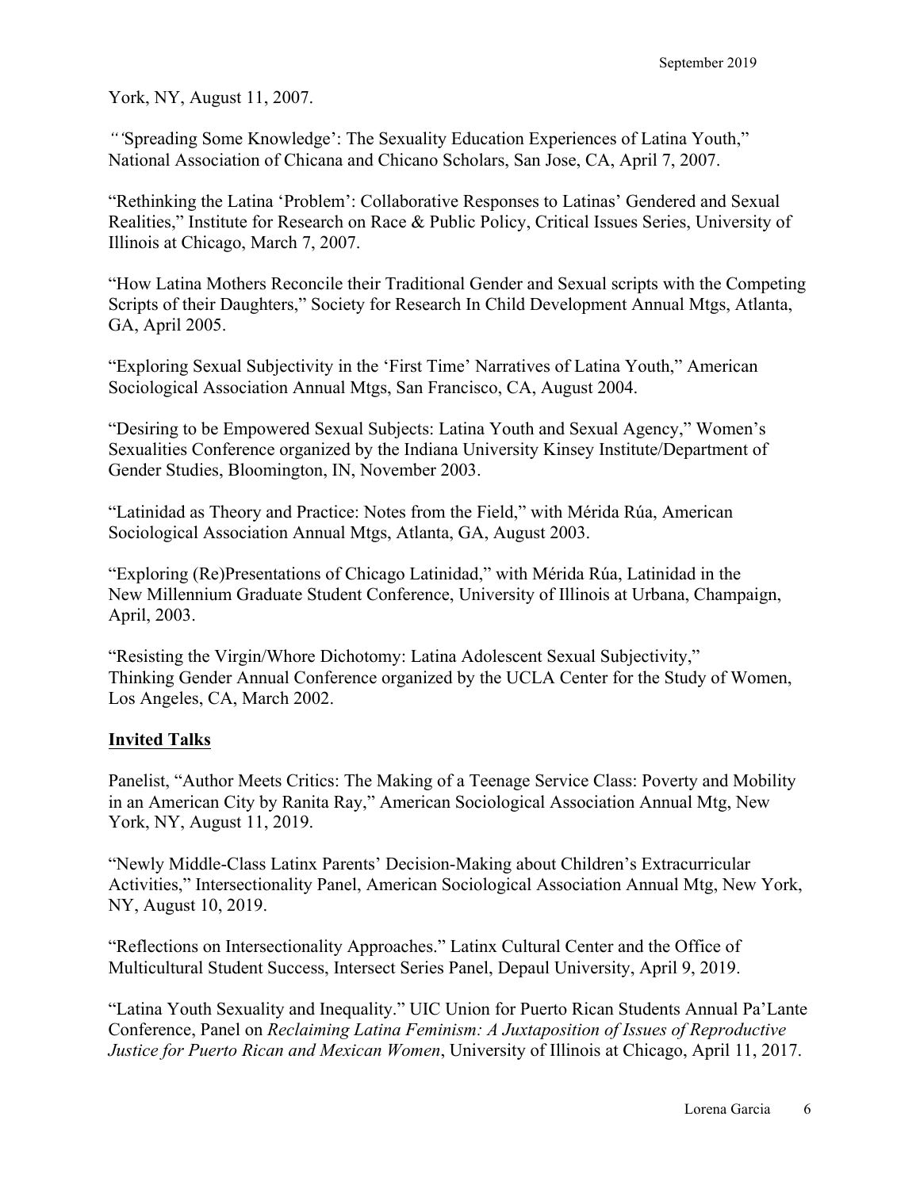York, NY, August 11, 2007.

"'Spreading Some Knowledge': The Sexuality Education Experiences of Latina Youth," National Association of Chicana and Chicano Scholars, San Jose, CA, April 7, 2007.

"Rethinking the Latina 'Problem': Collaborative Responses to Latinas' Gendered and Sexual Realities," Institute for Research on Race & Public Policy, Critical Issues Series, University of Illinois at Chicago, March 7, 2007.

"How Latina Mothers Reconcile their Traditional Gender and Sexual scripts with the Competing Scripts of their Daughters," Society for Research In Child Development Annual Mtgs, Atlanta, GA, April 2005.

"Exploring Sexual Subjectivity in the 'First Time' Narratives of Latina Youth," American Sociological Association Annual Mtgs, San Francisco, CA, August 2004.

"Desiring to be Empowered Sexual Subjects: Latina Youth and Sexual Agency," Women's Sexualities Conference organized by the Indiana University Kinsey Institute/Department of Gender Studies, Bloomington, IN, November 2003.

"Latinidad as Theory and Practice: Notes from the Field," with Mérida Rúa, American Sociological Association Annual Mtgs, Atlanta, GA, August 2003.

"Exploring (Re)Presentations of Chicago Latinidad," with Mérida Rúa, Latinidad in the New Millennium Graduate Student Conference, University of Illinois at Urbana, Champaign, April, 2003.

"Resisting the Virgin/Whore Dichotomy: Latina Adolescent Sexual Subjectivity," Thinking Gender Annual Conference organized by the UCLA Center for the Study of Women, Los Angeles, CA, March 2002.

## Invited Talks

Panelist, "Author Meets Critics: The Making of a Teenage Service Class: Poverty and Mobility in an American City by Ranita Ray," American Sociological Association Annual Mtg, New York, NY, August 11, 2019.

"Newly Middle-Class Latinx Parents' Decision-Making about Children's Extracurricular Activities," Intersectionality Panel, American Sociological Association Annual Mtg, New York, NY, August 10, 2019.

"Reflections on Intersectionality Approaches." Latinx Cultural Center and the Office of Multicultural Student Success, Intersect Series Panel, Depaul University, April 9, 2019.

"Latina Youth Sexuality and Inequality." UIC Union for Puerto Rican Students Annual Pa'Lante Conference, Panel on *Reclaiming Latina Feminism: A Juxtaposition of Issues of Reproductive Justice for Puerto Rican and Mexican Women*, University of Illinois at Chicago, April 11, 2017.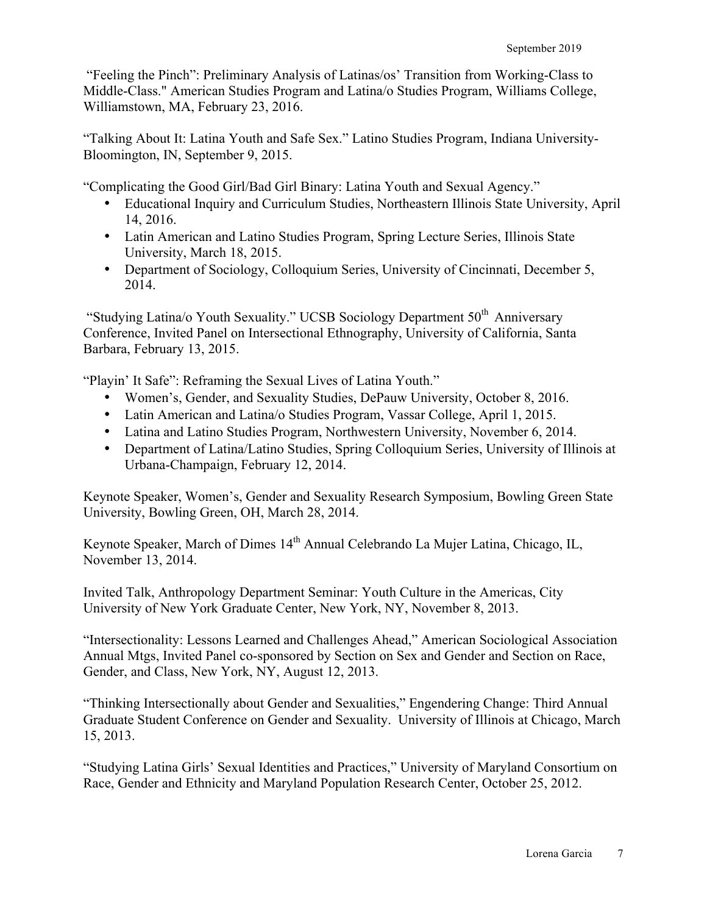"Feeling the Pinch": Preliminary Analysis of Latinas/os' Transition from Working-Class to Middle-Class." American Studies Program and Latina/o Studies Program, Williams College, Williamstown, MA, February 23, 2016.

"Talking About It: Latina Youth and Safe Sex." Latino Studies Program, Indiana University-Bloomington, IN, September 9, 2015.

"Complicating the Good Girl/Bad Girl Binary: Latina Youth and Sexual Agency."

- Educational Inquiry and Curriculum Studies, Northeastern Illinois State University, April 14, 2016.
- Latin American and Latino Studies Program, Spring Lecture Series, Illinois State University, March 18, 2015.
- Department of Sociology, Colloquium Series, University of Cincinnati, December 5, 2014.

"Studying Latina/o Youth Sexuality." UCSB Sociology Department 50th Anniversary Conference, Invited Panel on Intersectional Ethnography, University of California, Santa Barbara, February 13, 2015.

"Playin' It Safe": Reframing the Sexual Lives of Latina Youth."

- Women's, Gender, and Sexuality Studies, DePauw University, October 8, 2016.
- Latin American and Latina/o Studies Program, Vassar College, April 1, 2015.
- Latina and Latino Studies Program, Northwestern University, November 6, 2014.
- Department of Latina/Latino Studies, Spring Colloquium Series, University of Illinois at Urbana-Champaign, February 12, 2014.

Keynote Speaker, Women's, Gender and Sexuality Research Symposium, Bowling Green State University, Bowling Green, OH, March 28, 2014.

Keynote Speaker, March of Dimes 14th Annual Celebrando La Mujer Latina, Chicago, IL, November 13, 2014.

Invited Talk, Anthropology Department Seminar: Youth Culture in the Americas, City University of New York Graduate Center, New York, NY, November 8, 2013.

"Intersectionality: Lessons Learned and Challenges Ahead," American Sociological Association Annual Mtgs, Invited Panel co-sponsored by Section on Sex and Gender and Section on Race, Gender, and Class, New York, NY, August 12, 2013.

"Thinking Intersectionally about Gender and Sexualities," Engendering Change: Third Annual Graduate Student Conference on Gender and Sexuality. University of Illinois at Chicago, March 15, 2013.

"Studying Latina Girls' Sexual Identities and Practices," University of Maryland Consortium on Race, Gender and Ethnicity and Maryland Population Research Center, October 25, 2012.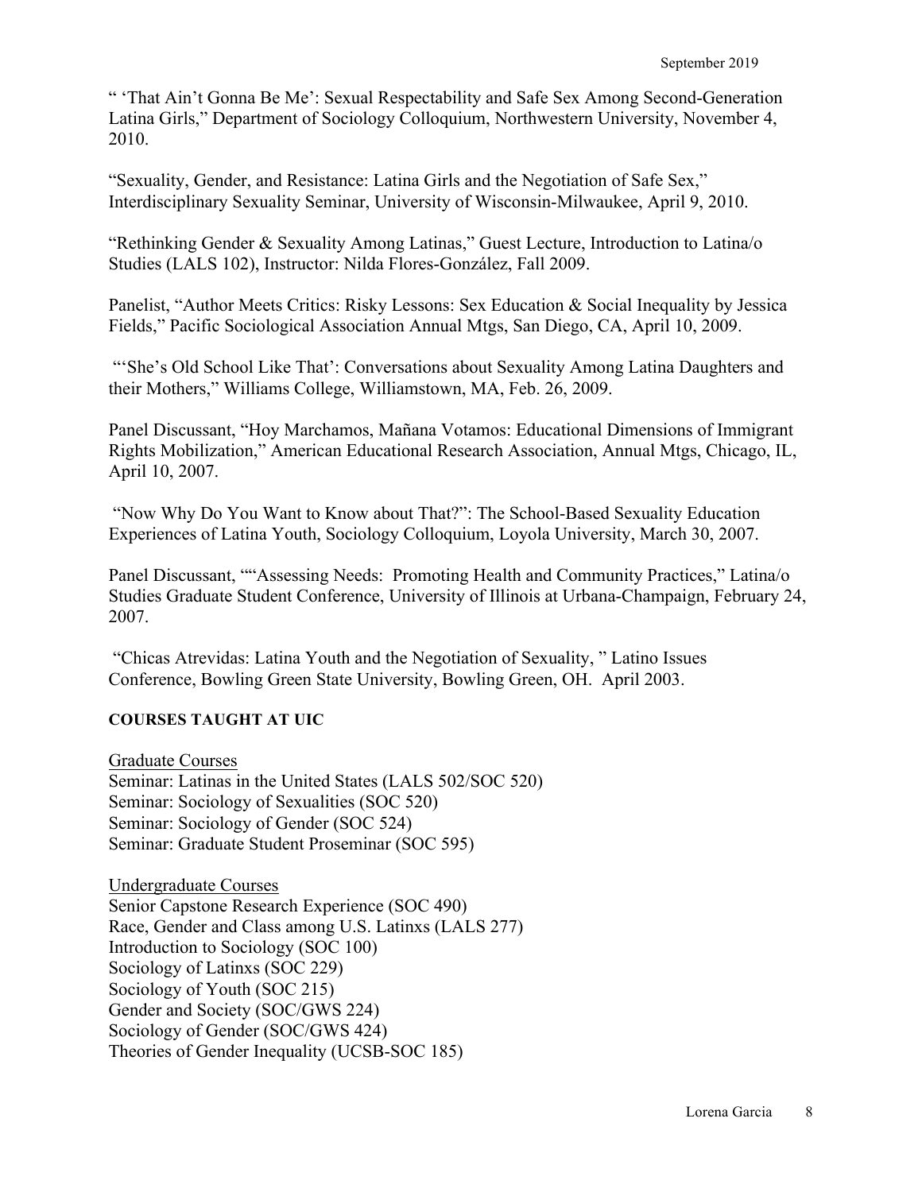" 'That Ain't Gonna Be Me': Sexual Respectability and Safe Sex Among Second-Generation Latina Girls," Department of Sociology Colloquium, Northwestern University, November 4, 2010.

"Sexuality, Gender, and Resistance: Latina Girls and the Negotiation of Safe Sex," Interdisciplinary Sexuality Seminar, University of Wisconsin-Milwaukee, April 9, 2010.

"Rethinking Gender & Sexuality Among Latinas," Guest Lecture, Introduction to Latina/o Studies (LALS 102), Instructor: Nilda Flores-González, Fall 2009.

Panelist, "Author Meets Critics: Risky Lessons: Sex Education & Social Inequality by Jessica Fields," Pacific Sociological Association Annual Mtgs, San Diego, CA, April 10, 2009.

"'She's Old School Like That': Conversations about Sexuality Among Latina Daughters and their Mothers," Williams College, Williamstown, MA, Feb. 26, 2009.

Panel Discussant, "Hoy Marchamos, Mañana Votamos: Educational Dimensions of Immigrant Rights Mobilization," American Educational Research Association, Annual Mtgs, Chicago, IL, April 10, 2007.

"Now Why Do You Want to Know about That?": The School-Based Sexuality Education Experiences of Latina Youth, Sociology Colloquium, Loyola University, March 30, 2007.

Panel Discussant, ""Assessing Needs: Promoting Health and Community Practices," Latina/o Studies Graduate Student Conference, University of Illinois at Urbana-Champaign, February 24, 2007.

"Chicas Atrevidas: Latina Youth and the Negotiation of Sexuality, " Latino Issues Conference, Bowling Green State University, Bowling Green, OH. April 2003.

**COURSES TAUGHT AT UIC**

Graduate Courses
Seminar: Latinas in the United States (LALS 502/SOC 520)
Seminar: Sociology of Sexualities (SOC 520)
Seminar: Sociology of Gender (SOC 524)
Seminar: Graduate Student Proseminar (SOC 595)

Undergraduate Courses
Senior Capstone Research Experience (SOC 490)
Race, Gender and Class among U.S. Latinxs (LALS 277)
Introduction to Sociology (SOC 100)
Sociology of Latinxs (SOC 229)
Sociology of Youth (SOC 215)
Gender and Society (SOC/GWS 224)
Sociology of Gender (SOC/GWS 424)
Theories of Gender Inequality (UCSB-SOC 185)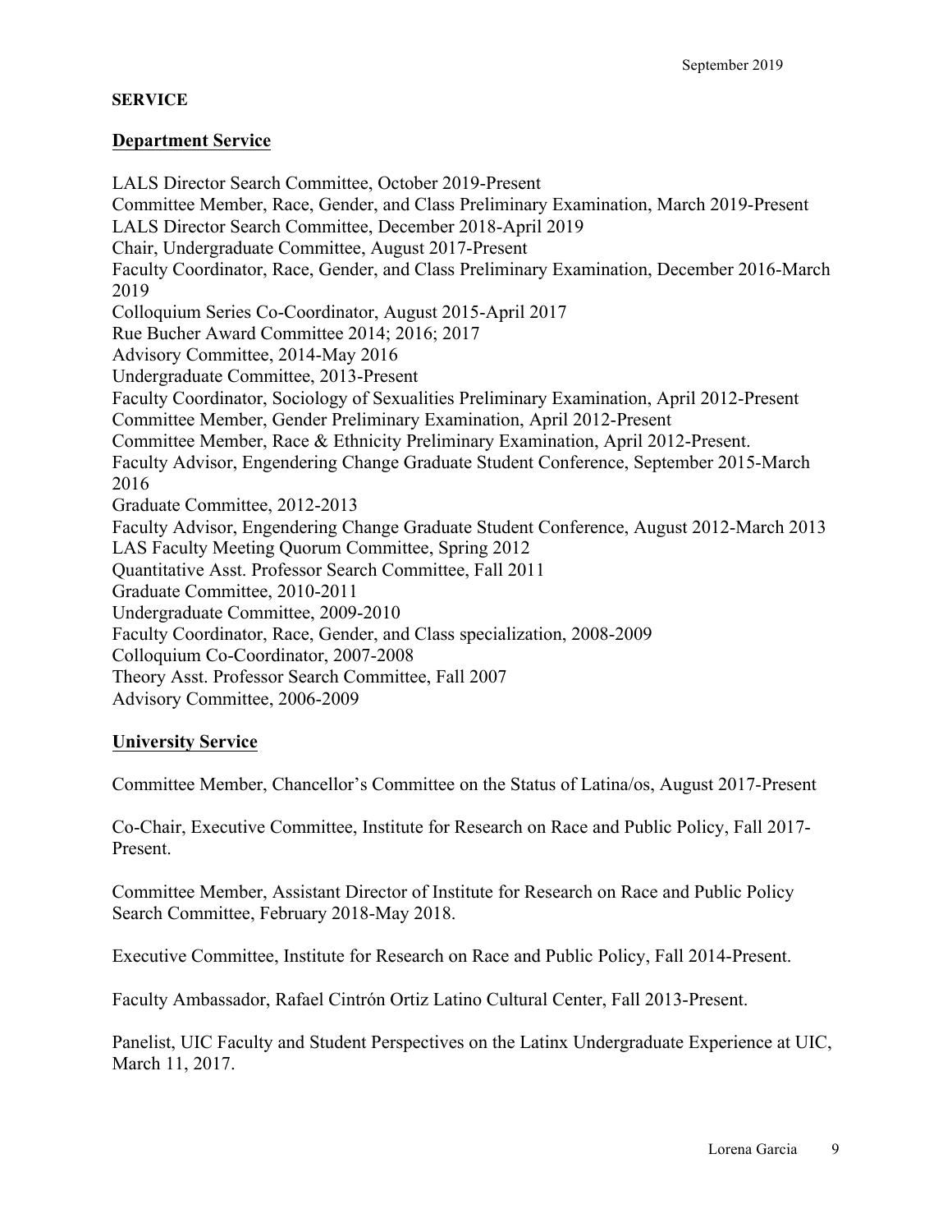## SERVICE

### Department Service

LALS Director Search Committee, October 2019-Present
Committee Member, Race, Gender, and Class Preliminary Examination, March 2019-Present
LALS Director Search Committee, December 2018-April 2019
Chair, Undergraduate Committee, August 2017-Present
Faculty Coordinator, Race, Gender, and Class Preliminary Examination, December 2016-March 2019
Colloquium Series Co-Coordinator, August 2015-April 2017
Rue Bucher Award Committee 2014; 2016; 2017
Advisory Committee, 2014-May 2016
Undergraduate Committee, 2013-Present
Faculty Coordinator, Sociology of Sexualities Preliminary Examination, April 2012-Present
Committee Member, Gender Preliminary Examination, April 2012-Present
Committee Member, Race & Ethnicity Preliminary Examination, April 2012-Present.
Faculty Advisor, Engendering Change Graduate Student Conference, September 2015-March 2016
Graduate Committee, 2012-2013
Faculty Advisor, Engendering Change Graduate Student Conference, August 2012-March 2013
LAS Faculty Meeting Quorum Committee, Spring 2012
Quantitative Asst. Professor Search Committee, Fall 2011
Graduate Committee, 2010-2011
Undergraduate Committee, 2009-2010
Faculty Coordinator, Race, Gender, and Class specialization, 2008-2009
Colloquium Co-Coordinator, 2007-2008
Theory Asst. Professor Search Committee, Fall 2007
Advisory Committee, 2006-2009

### University Service

Committee Member, Chancellor's Committee on the Status of Latina/os, August 2017-Present

Co-Chair, Executive Committee, Institute for Research on Race and Public Policy, Fall 2017-Present.

Committee Member, Assistant Director of Institute for Research on Race and Public Policy Search Committee, February 2018-May 2018.

Executive Committee, Institute for Research on Race and Public Policy, Fall 2014-Present.

Faculty Ambassador, Rafael Cintrón Ortiz Latino Cultural Center, Fall 2013-Present.

Panelist, UIC Faculty and Student Perspectives on the Latinx Undergraduate Experience at UIC, March 11, 2017.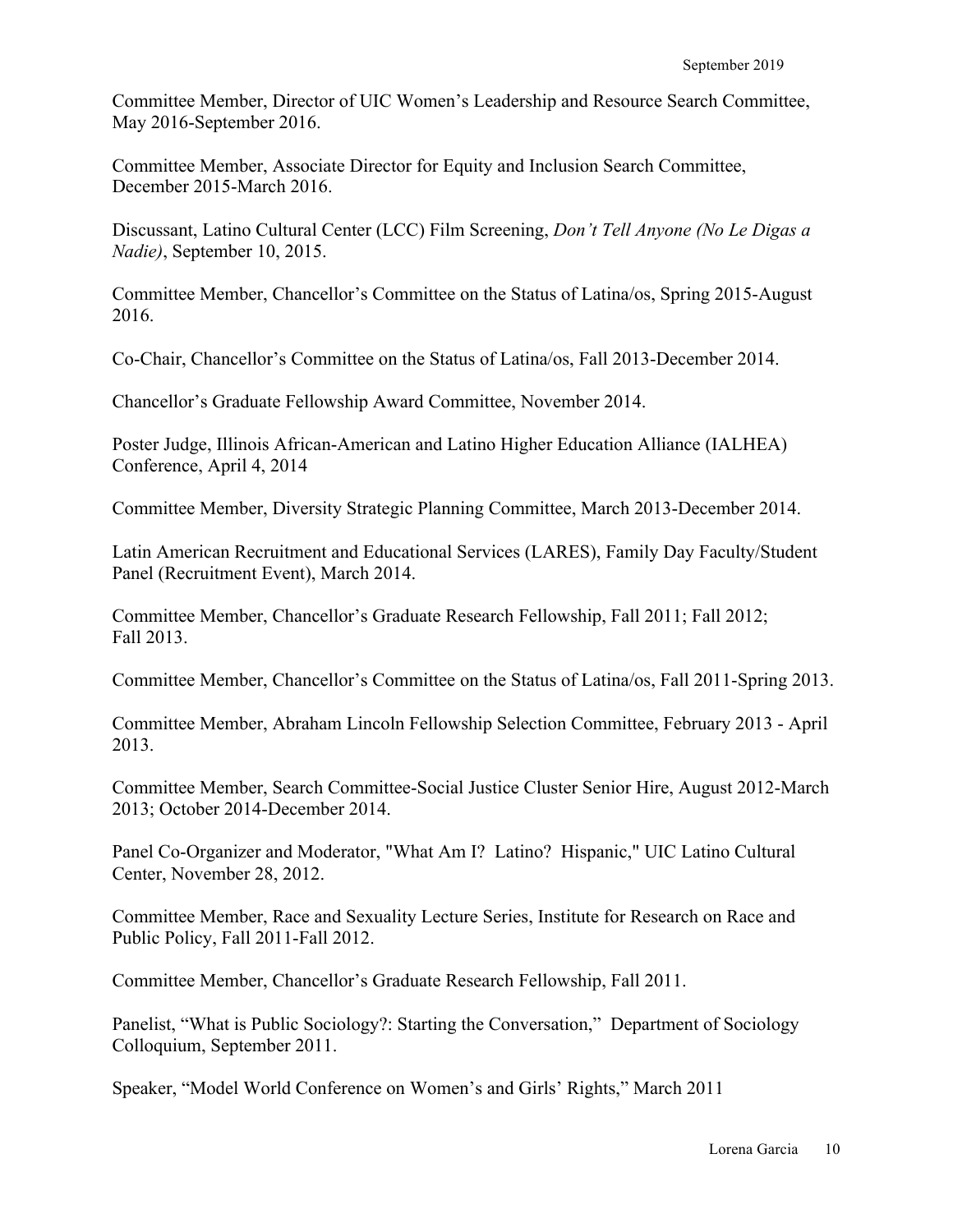Committee Member, Director of UIC Women's Leadership and Resource Search Committee, May 2016-September 2016.

Committee Member, Associate Director for Equity and Inclusion Search Committee, December 2015-March 2016.

Discussant, Latino Cultural Center (LCC) Film Screening, *Don't Tell Anyone (No Le Digas a Nadie)*, September 10, 2015.

Committee Member, Chancellor's Committee on the Status of Latina/os, Spring 2015-August 2016.

Co-Chair, Chancellor's Committee on the Status of Latina/os, Fall 2013-December 2014.

Chancellor's Graduate Fellowship Award Committee, November 2014.

Poster Judge, Illinois African-American and Latino Higher Education Alliance (IALHEA) Conference, April 4, 2014

Committee Member, Diversity Strategic Planning Committee, March 2013-December 2014.

Latin American Recruitment and Educational Services (LARES), Family Day Faculty/Student Panel (Recruitment Event), March 2014.

Committee Member, Chancellor's Graduate Research Fellowship, Fall 2011; Fall 2012; Fall 2013.

Committee Member, Chancellor's Committee on the Status of Latina/os, Fall 2011-Spring 2013.

Committee Member, Abraham Lincoln Fellowship Selection Committee, February 2013 - April 2013.

Committee Member, Search Committee-Social Justice Cluster Senior Hire, August 2012-March 2013; October 2014-December 2014.

Panel Co-Organizer and Moderator, "What Am I? Latino? Hispanic," UIC Latino Cultural Center, November 28, 2012.

Committee Member, Race and Sexuality Lecture Series, Institute for Research on Race and Public Policy, Fall 2011-Fall 2012.

Committee Member, Chancellor's Graduate Research Fellowship, Fall 2011.

Panelist, "What is Public Sociology?: Starting the Conversation," Department of Sociology Colloquium, September 2011.

Speaker, "Model World Conference on Women's and Girls' Rights," March 2011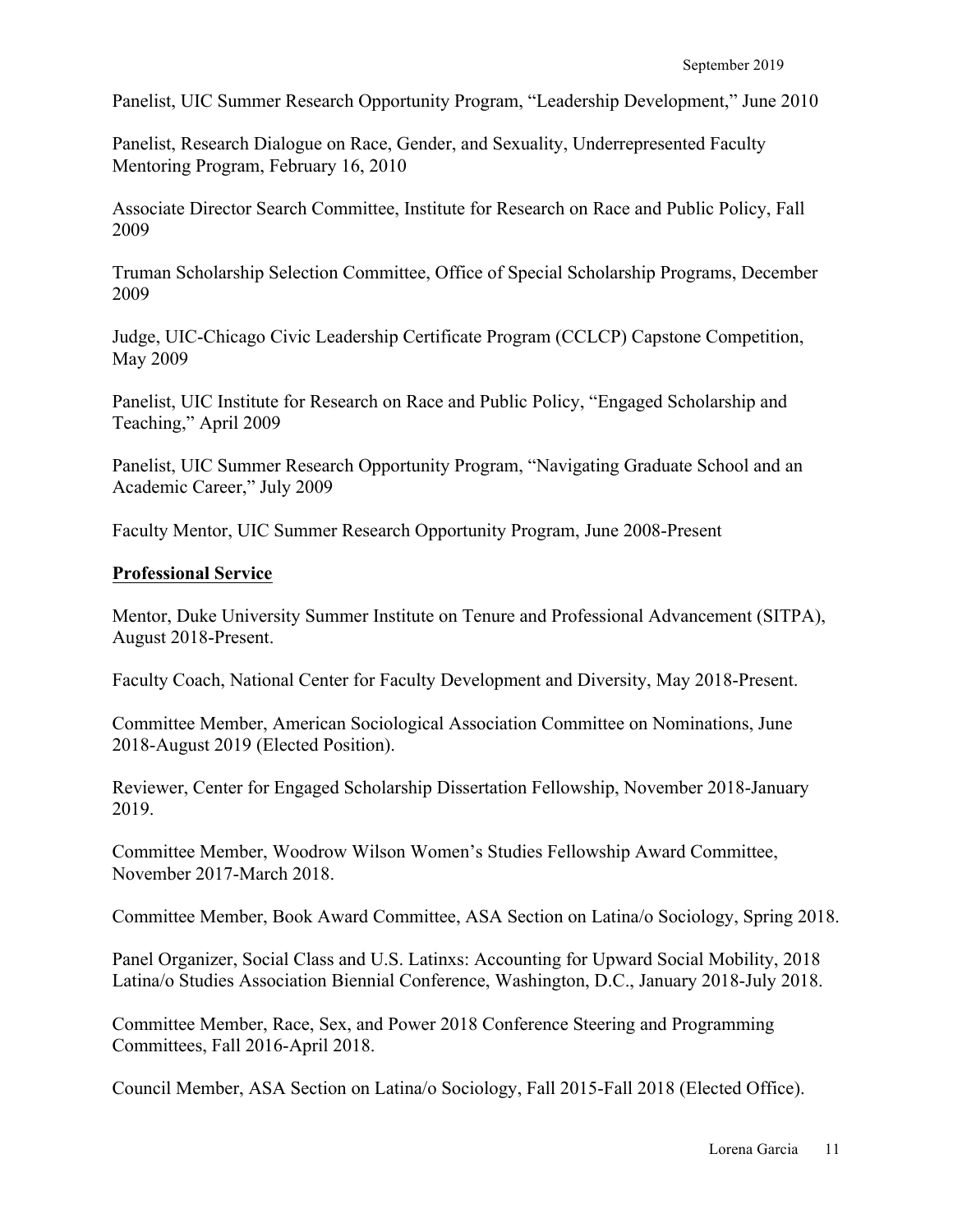Panelist, UIC Summer Research Opportunity Program, "Leadership Development," June 2010

Panelist, Research Dialogue on Race, Gender, and Sexuality, Underrepresented Faculty Mentoring Program, February 16, 2010

Associate Director Search Committee, Institute for Research on Race and Public Policy, Fall 2009

Truman Scholarship Selection Committee, Office of Special Scholarship Programs, December 2009

Judge, UIC-Chicago Civic Leadership Certificate Program (CCLCP) Capstone Competition, May 2009

Panelist, UIC Institute for Research on Race and Public Policy, "Engaged Scholarship and Teaching," April 2009

Panelist, UIC Summer Research Opportunity Program, "Navigating Graduate School and an Academic Career," July 2009

Faculty Mentor, UIC Summer Research Opportunity Program, June 2008-Present

**Professional Service**

Mentor, Duke University Summer Institute on Tenure and Professional Advancement (SITPA), August 2018-Present.

Faculty Coach, National Center for Faculty Development and Diversity, May 2018-Present.

Committee Member, American Sociological Association Committee on Nominations, June 2018-August 2019 (Elected Position).

Reviewer, Center for Engaged Scholarship Dissertation Fellowship, November 2018-January 2019.

Committee Member, Woodrow Wilson Women's Studies Fellowship Award Committee, November 2017-March 2018.

Committee Member, Book Award Committee, ASA Section on Latina/o Sociology, Spring 2018.

Panel Organizer, Social Class and U.S. Latinxs: Accounting for Upward Social Mobility, 2018 Latina/o Studies Association Biennial Conference, Washington, D.C., January 2018-July 2018.

Committee Member, Race, Sex, and Power 2018 Conference Steering and Programming Committees, Fall 2016-April 2018.

Council Member, ASA Section on Latina/o Sociology, Fall 2015-Fall 2018 (Elected Office).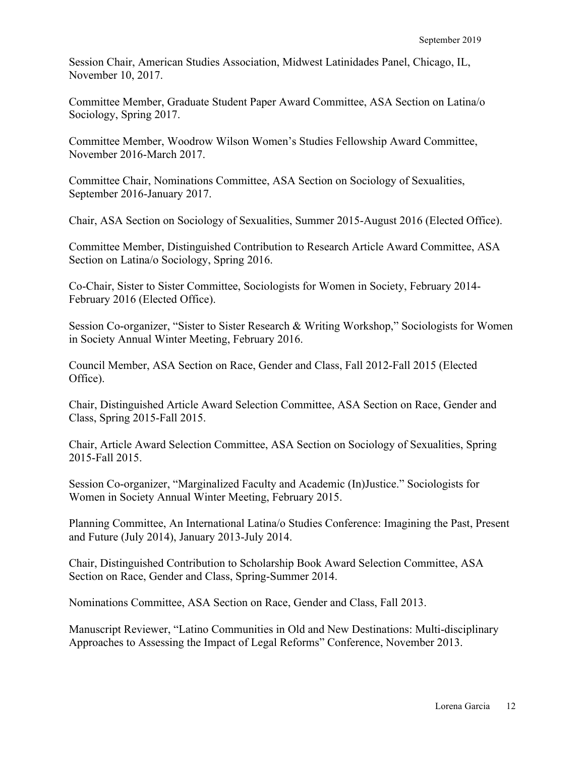Session Chair, American Studies Association, Midwest Latinidades Panel, Chicago, IL, November 10, 2017.

Committee Member, Graduate Student Paper Award Committee, ASA Section on Latina/o Sociology, Spring 2017.

Committee Member, Woodrow Wilson Women's Studies Fellowship Award Committee, November 2016-March 2017.

Committee Chair, Nominations Committee, ASA Section on Sociology of Sexualities, September 2016-January 2017.

Chair, ASA Section on Sociology of Sexualities, Summer 2015-August 2016 (Elected Office).

Committee Member, Distinguished Contribution to Research Article Award Committee, ASA Section on Latina/o Sociology, Spring 2016.

Co-Chair, Sister to Sister Committee, Sociologists for Women in Society, February 2014-February 2016 (Elected Office).

Session Co-organizer, "Sister to Sister Research & Writing Workshop," Sociologists for Women in Society Annual Winter Meeting, February 2016.

Council Member, ASA Section on Race, Gender and Class, Fall 2012-Fall 2015 (Elected Office).

Chair, Distinguished Article Award Selection Committee, ASA Section on Race, Gender and Class, Spring 2015-Fall 2015.

Chair, Article Award Selection Committee, ASA Section on Sociology of Sexualities, Spring 2015-Fall 2015.

Session Co-organizer, "Marginalized Faculty and Academic (In)Justice." Sociologists for Women in Society Annual Winter Meeting, February 2015.

Planning Committee, An International Latina/o Studies Conference: Imagining the Past, Present and Future (July 2014), January 2013-July 2014.

Chair, Distinguished Contribution to Scholarship Book Award Selection Committee, ASA Section on Race, Gender and Class, Spring-Summer 2014.

Nominations Committee, ASA Section on Race, Gender and Class, Fall 2013.

Manuscript Reviewer, "Latino Communities in Old and New Destinations: Multi-disciplinary Approaches to Assessing the Impact of Legal Reforms" Conference, November 2013.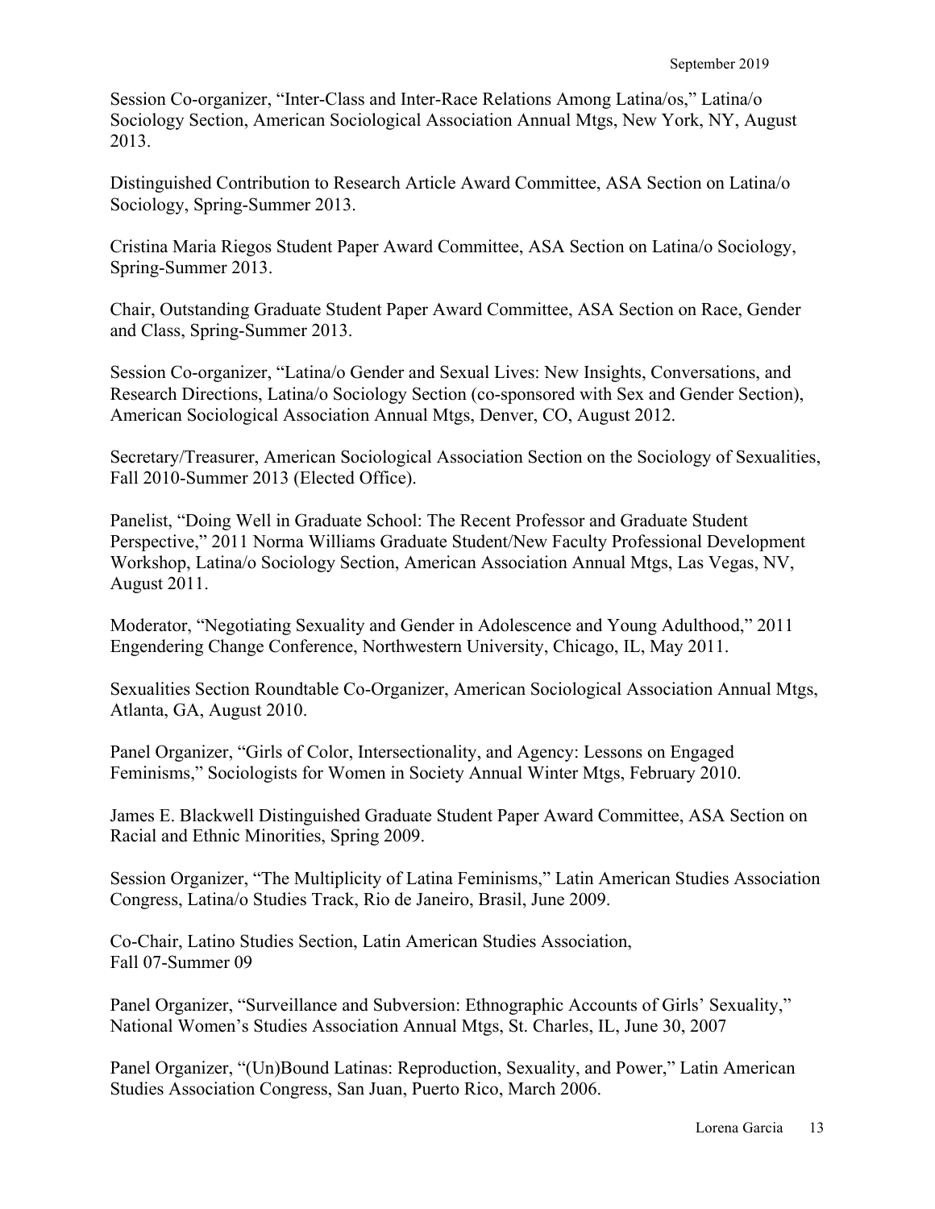Session Co-organizer, "Inter-Class and Inter-Race Relations Among Latina/os," Latina/o Sociology Section, American Sociological Association Annual Mtgs, New York, NY, August 2013.

Distinguished Contribution to Research Article Award Committee, ASA Section on Latina/o Sociology, Spring-Summer 2013.

Cristina Maria Riegos Student Paper Award Committee, ASA Section on Latina/o Sociology, Spring-Summer 2013.

Chair, Outstanding Graduate Student Paper Award Committee, ASA Section on Race, Gender and Class, Spring-Summer 2013.

Session Co-organizer, "Latina/o Gender and Sexual Lives: New Insights, Conversations, and Research Directions, Latina/o Sociology Section (co-sponsored with Sex and Gender Section), American Sociological Association Annual Mtgs, Denver, CO, August 2012.

Secretary/Treasurer, American Sociological Association Section on the Sociology of Sexualities, Fall 2010-Summer 2013 (Elected Office).

Panelist, "Doing Well in Graduate School: The Recent Professor and Graduate Student Perspective," 2011 Norma Williams Graduate Student/New Faculty Professional Development Workshop, Latina/o Sociology Section, American Association Annual Mtgs, Las Vegas, NV, August 2011.

Moderator, "Negotiating Sexuality and Gender in Adolescence and Young Adulthood," 2011 Engendering Change Conference, Northwestern University, Chicago, IL, May 2011.

Sexualities Section Roundtable Co-Organizer, American Sociological Association Annual Mtgs, Atlanta, GA, August 2010.

Panel Organizer, "Girls of Color, Intersectionality, and Agency: Lessons on Engaged Feminisms," Sociologists for Women in Society Annual Winter Mtgs, February 2010.

James E. Blackwell Distinguished Graduate Student Paper Award Committee, ASA Section on Racial and Ethnic Minorities, Spring 2009.

Session Organizer, "The Multiplicity of Latina Feminisms," Latin American Studies Association Congress, Latina/o Studies Track, Rio de Janeiro, Brasil, June 2009.

Co-Chair, Latino Studies Section, Latin American Studies Association, Fall 07-Summer 09

Panel Organizer, "Surveillance and Subversion: Ethnographic Accounts of Girls' Sexuality," National Women's Studies Association Annual Mtgs, St. Charles, IL, June 30, 2007

Panel Organizer, "(Un)Bound Latinas: Reproduction, Sexuality, and Power," Latin American Studies Association Congress, San Juan, Puerto Rico, March 2006.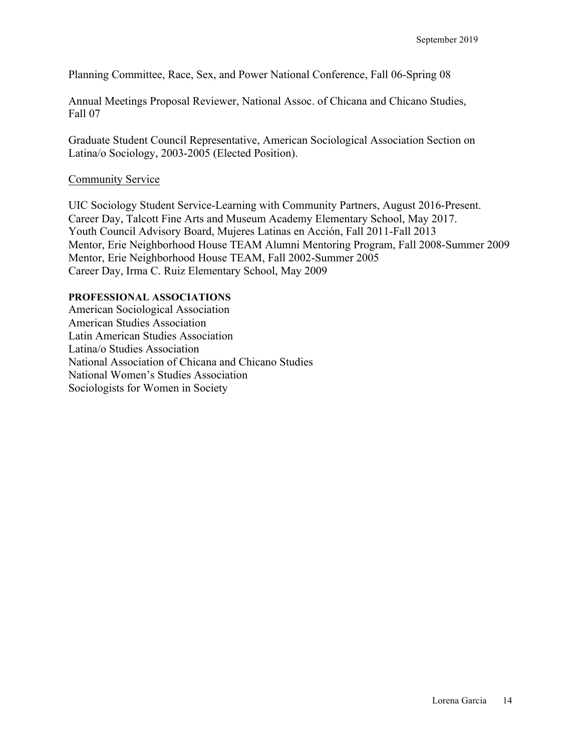Planning Committee, Race, Sex, and Power National Conference, Fall 06-Spring 08

Annual Meetings Proposal Reviewer, National Assoc. of Chicana and Chicano Studies, Fall 07

Graduate Student Council Representative, American Sociological Association Section on Latina/o Sociology, 2003-2005 (Elected Position).

<u>Community Service</u>

UIC Sociology Student Service-Learning with Community Partners, August 2016-Present.
Career Day, Talcott Fine Arts and Museum Academy Elementary School, May 2017.
Youth Council Advisory Board, Mujeres Latinas en Acción, Fall 2011-Fall 2013
Mentor, Erie Neighborhood House TEAM Alumni Mentoring Program, Fall 2008-Summer 2009
Mentor, Erie Neighborhood House TEAM, Fall 2002-Summer 2005
Career Day, Irma C. Ruiz Elementary School, May 2009

**PROFESSIONAL ASSOCIATIONS**

American Sociological Association
American Studies Association
Latin American Studies Association
Latina/o Studies Association
National Association of Chicana and Chicano Studies
National Women's Studies Association
Sociologists for Women in Society